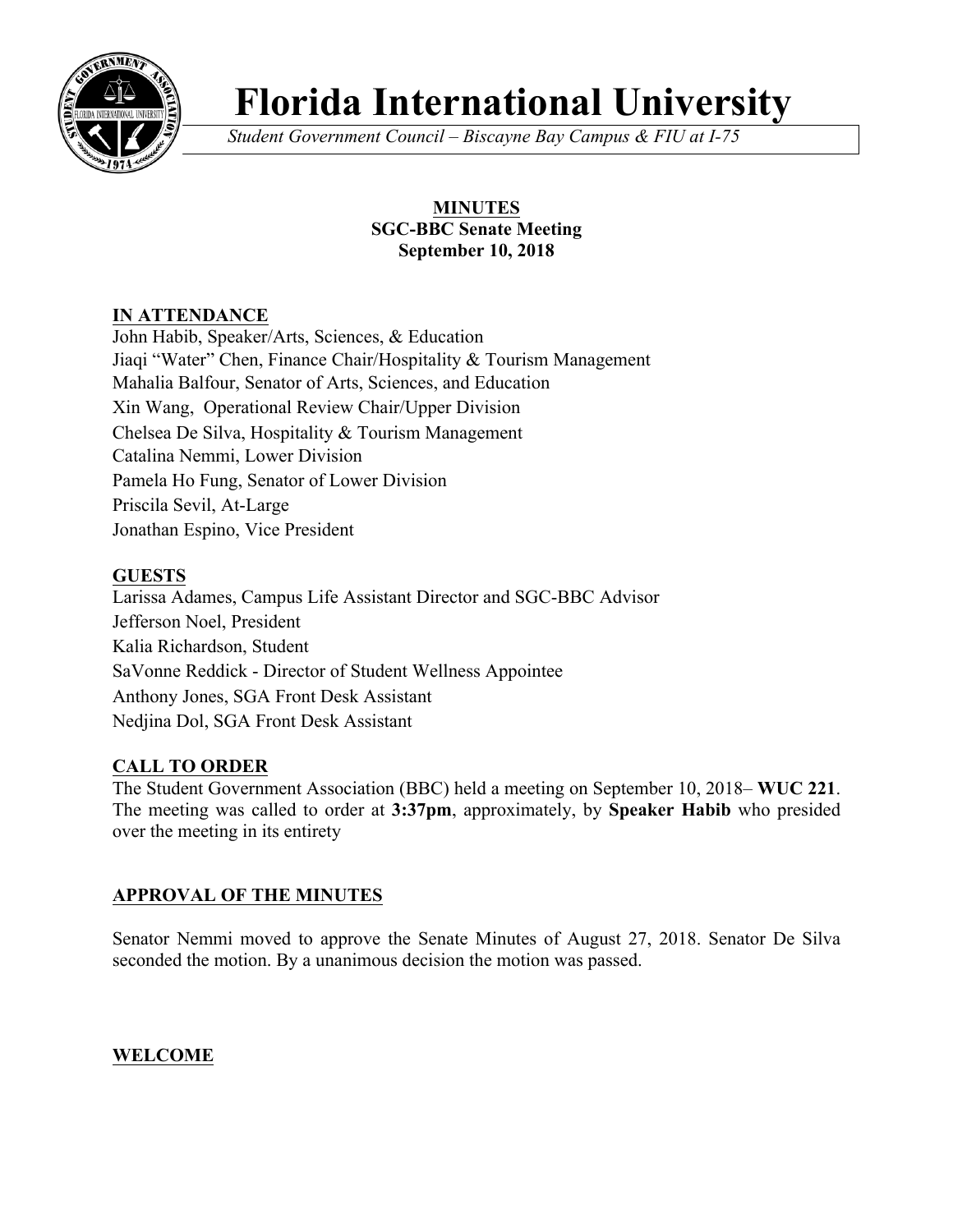# Florida International University

*Student Government Council – Biscayne Bay Campus & FIU at I-75*

**MINUTES**
**SGC-BBC Senate Meeting**
**September 10, 2018**

## IN ATTENDANCE

John Habib, Speaker/Arts, Sciences, & Education
Jiaqi "Water" Chen, Finance Chair/Hospitality & Tourism Management
Mahalia Balfour, Senator of Arts, Sciences, and Education
Xin Wang, Operational Review Chair/Upper Division
Chelsea De Silva, Hospitality & Tourism Management
Catalina Nemmi, Lower Division
Pamela Ho Fung, Senator of Lower Division
Priscila Sevil, At-Large
Jonathan Espino, Vice President

## GUESTS

Larissa Adames, Campus Life Assistant Director and SGC-BBC Advisor
Jefferson Noel, President
Kalia Richardson, Student
SaVonne Reddick - Director of Student Wellness Appointee
Anthony Jones, SGA Front Desk Assistant
Nedjina Dol, SGA Front Desk Assistant

## CALL TO ORDER

The Student Government Association (BBC) held a meeting on September 10, 2018– **WUC 221**. The meeting was called to order at **3:37pm**, approximately, by **Speaker Habib** who presided over the meeting in its entirety

## APPROVAL OF THE MINUTES

Senator Nemmi moved to approve the Senate Minutes of August 27, 2018. Senator De Silva seconded the motion. By a unanimous decision the motion was passed.

## WELCOME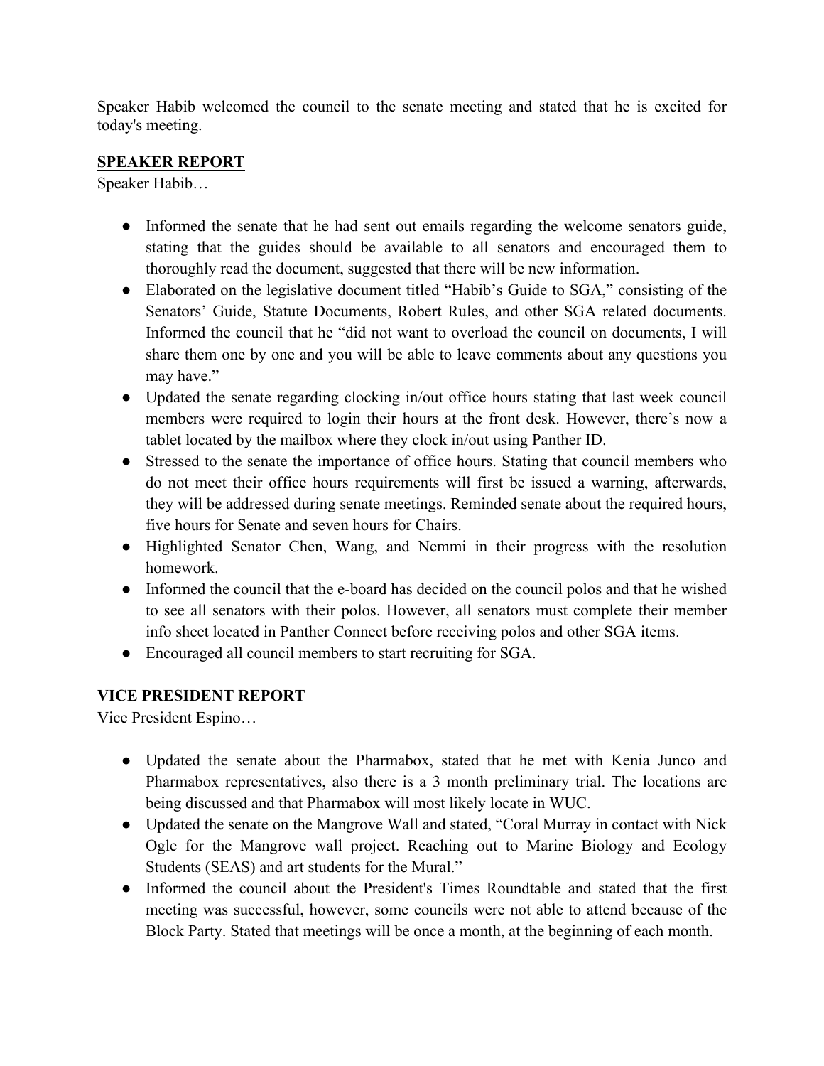Speaker Habib welcomed the council to the senate meeting and stated that he is excited for today's meeting.

## SPEAKER REPORT

Speaker Habib…

- Informed the senate that he had sent out emails regarding the welcome senators guide, stating that the guides should be available to all senators and encouraged them to thoroughly read the document, suggested that there will be new information.
- Elaborated on the legislative document titled "Habib's Guide to SGA," consisting of the Senators' Guide, Statute Documents, Robert Rules, and other SGA related documents. Informed the council that he "did not want to overload the council on documents, I will share them one by one and you will be able to leave comments about any questions you may have."
- Updated the senate regarding clocking in/out office hours stating that last week council members were required to login their hours at the front desk. However, there's now a tablet located by the mailbox where they clock in/out using Panther ID.
- Stressed to the senate the importance of office hours. Stating that council members who do not meet their office hours requirements will first be issued a warning, afterwards, they will be addressed during senate meetings. Reminded senate about the required hours, five hours for Senate and seven hours for Chairs.
- Highlighted Senator Chen, Wang, and Nemmi in their progress with the resolution homework.
- Informed the council that the e-board has decided on the council polos and that he wished to see all senators with their polos. However, all senators must complete their member info sheet located in Panther Connect before receiving polos and other SGA items.
- Encouraged all council members to start recruiting for SGA.

## VICE PRESIDENT REPORT

Vice President Espino…

- Updated the senate about the Pharmabox, stated that he met with Kenia Junco and Pharmabox representatives, also there is a 3 month preliminary trial. The locations are being discussed and that Pharmabox will most likely locate in WUC.
- Updated the senate on the Mangrove Wall and stated, "Coral Murray in contact with Nick Ogle for the Mangrove wall project. Reaching out to Marine Biology and Ecology Students (SEAS) and art students for the Mural."
- Informed the council about the President's Times Roundtable and stated that the first meeting was successful, however, some councils were not able to attend because of the Block Party. Stated that meetings will be once a month, at the beginning of each month.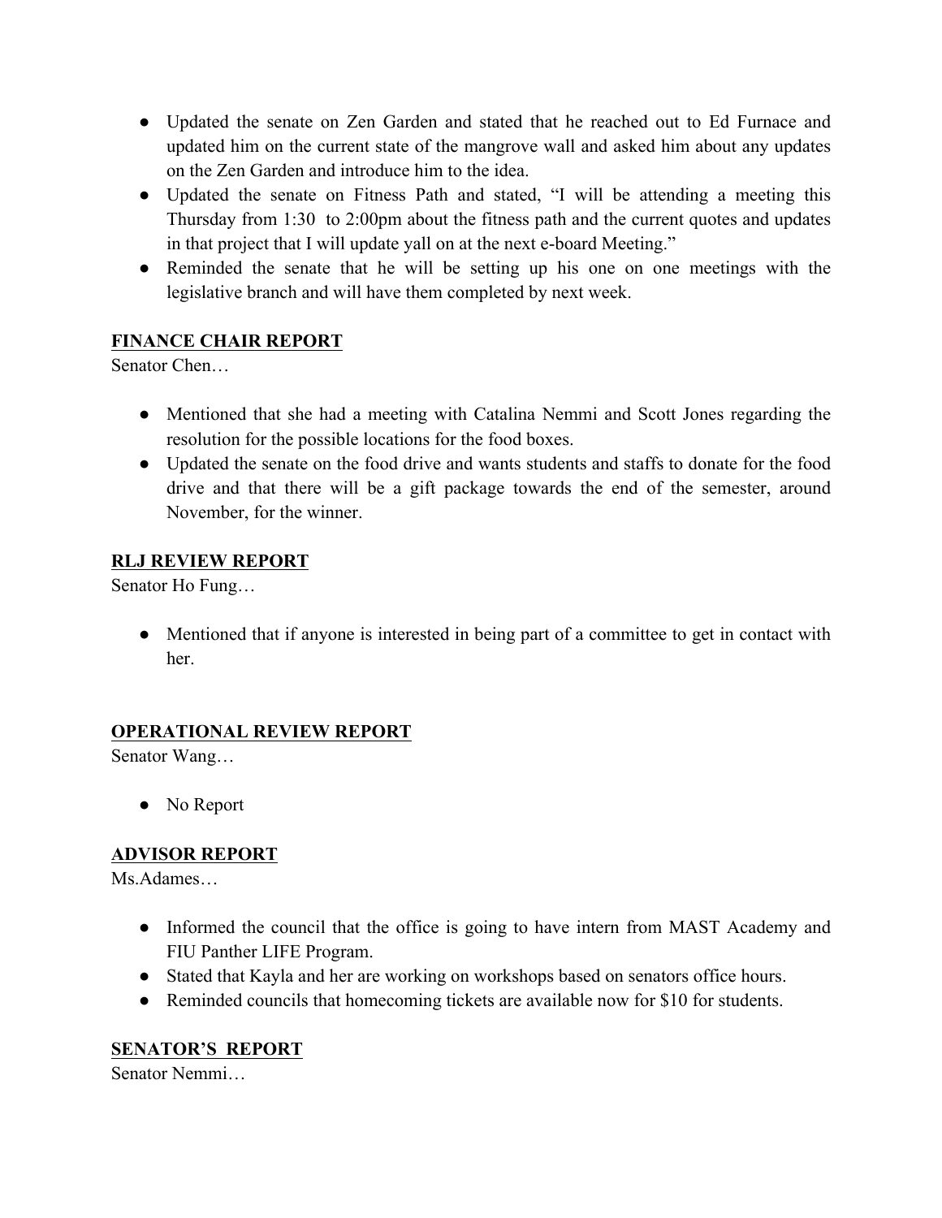- Updated the senate on Zen Garden and stated that he reached out to Ed Furnace and updated him on the current state of the mangrove wall and asked him about any updates on the Zen Garden and introduce him to the idea.
- Updated the senate on Fitness Path and stated, "I will be attending a meeting this Thursday from 1:30  to 2:00pm about the fitness path and the current quotes and updates in that project that I will update yall on at the next e-board Meeting."
- Reminded the senate that he will be setting up his one on one meetings with the legislative branch and will have them completed by next week.

**FINANCE CHAIR REPORT**

Senator Chen…

- Mentioned that she had a meeting with Catalina Nemmi and Scott Jones regarding the resolution for the possible locations for the food boxes.
- Updated the senate on the food drive and wants students and staffs to donate for the food drive and that there will be a gift package towards the end of the semester, around November, for the winner.

**RLJ REVIEW REPORT**

Senator Ho Fung…

- Mentioned that if anyone is interested in being part of a committee to get in contact with her.

**OPERATIONAL REVIEW REPORT**

Senator Wang…

- No Report

**ADVISOR REPORT**

Ms.Adames…

- Informed the council that the office is going to have intern from MAST Academy and FIU Panther LIFE Program.
- Stated that Kayla and her are working on workshops based on senators office hours.
- Reminded councils that homecoming tickets are available now for $10 for students.

**SENATOR'S  REPORT**

Senator Nemmi…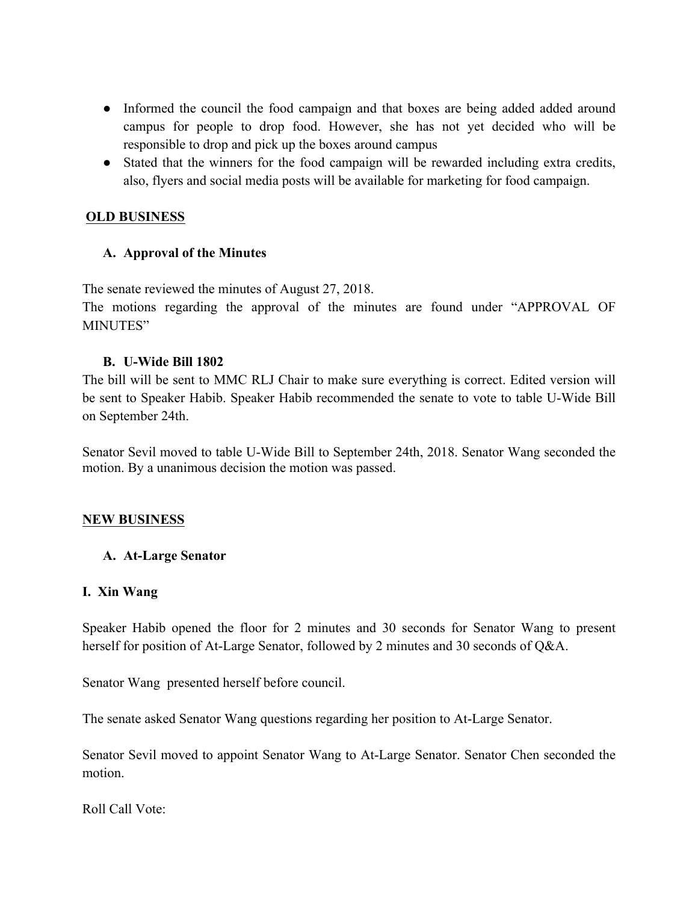- Informed the council the food campaign and that boxes are being added added around campus for people to drop food. However, she has not yet decided who will be responsible to drop and pick up the boxes around campus
- Stated that the winners for the food campaign will be rewarded including extra credits, also, flyers and social media posts will be available for marketing for food campaign.

## OLD BUSINESS

### A. Approval of the Minutes

The senate reviewed the minutes of August 27, 2018.
The motions regarding the approval of the minutes are found under "APPROVAL OF MINUTES"

### B. U-Wide Bill 1802

The bill will be sent to MMC RLJ Chair to make sure everything is correct. Edited version will be sent to Speaker Habib. Speaker Habib recommended the senate to vote to table U-Wide Bill on September 24th.

Senator Sevil moved to table U-Wide Bill to September 24th, 2018. Senator Wang seconded the motion. By a unanimous decision the motion was passed.

## NEW BUSINESS

### A. At-Large Senator

#### I. Xin Wang

Speaker Habib opened the floor for 2 minutes and 30 seconds for Senator Wang to present herself for position of At-Large Senator, followed by 2 minutes and 30 seconds of Q&A.

Senator Wang presented herself before council.

The senate asked Senator Wang questions regarding her position to At-Large Senator.

Senator Sevil moved to appoint Senator Wang to At-Large Senator. Senator Chen seconded the motion.

Roll Call Vote: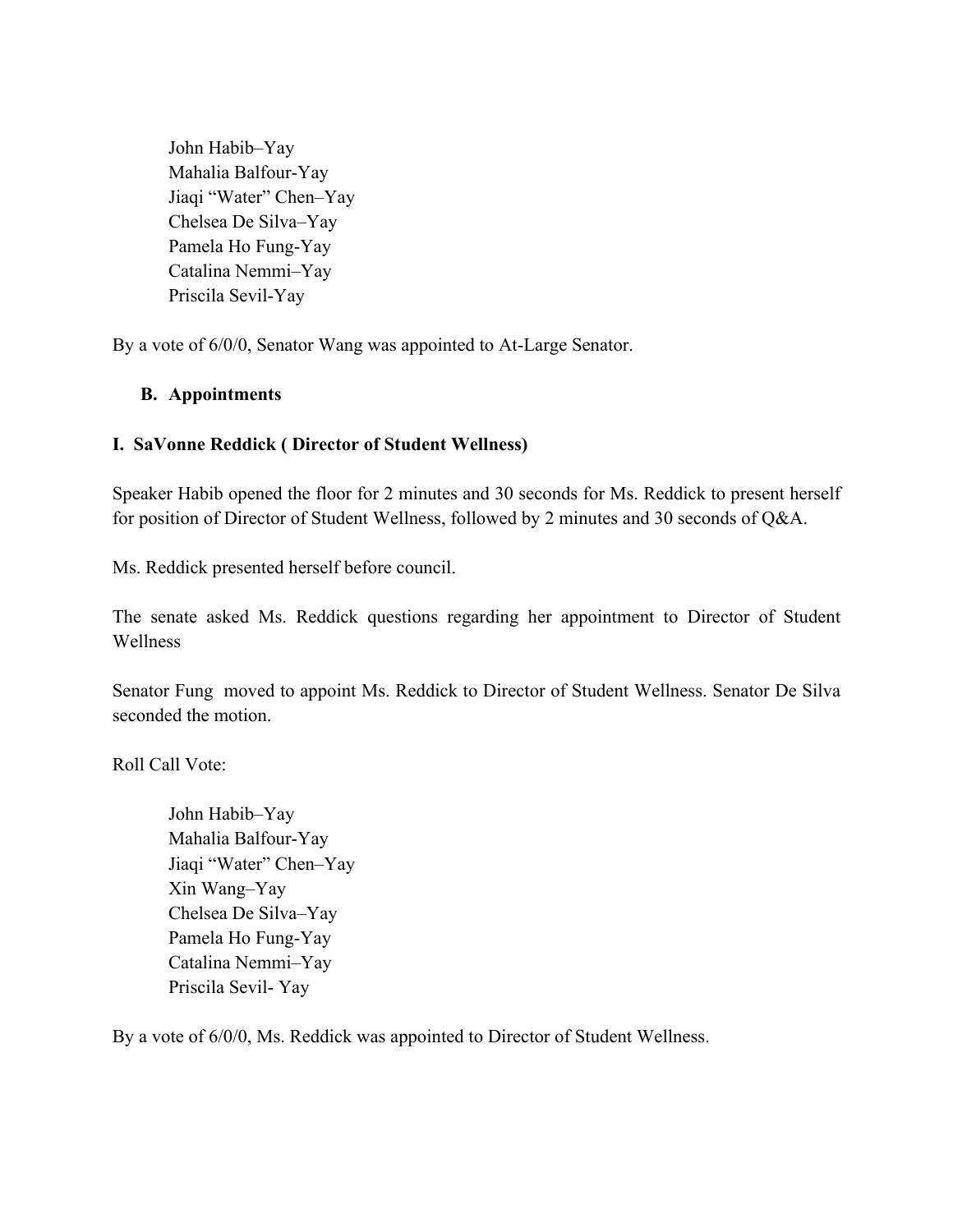John Habib–Yay
Mahalia Balfour-Yay
Jiaqi "Water" Chen–Yay
Chelsea De Silva–Yay
Pamela Ho Fung-Yay
Catalina Nemmi–Yay
Priscila Sevil-Yay

By a vote of 6/0/0, Senator Wang was appointed to At-Large Senator.

**B. Appointments**

**I. SaVonne Reddick ( Director of Student Wellness)**

Speaker Habib opened the floor for 2 minutes and 30 seconds for Ms. Reddick to present herself for position of Director of Student Wellness, followed by 2 minutes and 30 seconds of Q&A.

Ms. Reddick presented herself before council.

The senate asked Ms. Reddick questions regarding her appointment to Director of Student Wellness

Senator Fung moved to appoint Ms. Reddick to Director of Student Wellness. Senator De Silva seconded the motion.

Roll Call Vote:

John Habib–Yay
Mahalia Balfour-Yay
Jiaqi "Water" Chen–Yay
Xin Wang–Yay
Chelsea De Silva–Yay
Pamela Ho Fung-Yay
Catalina Nemmi–Yay
Priscila Sevil- Yay

By a vote of 6/0/0, Ms. Reddick was appointed to Director of Student Wellness.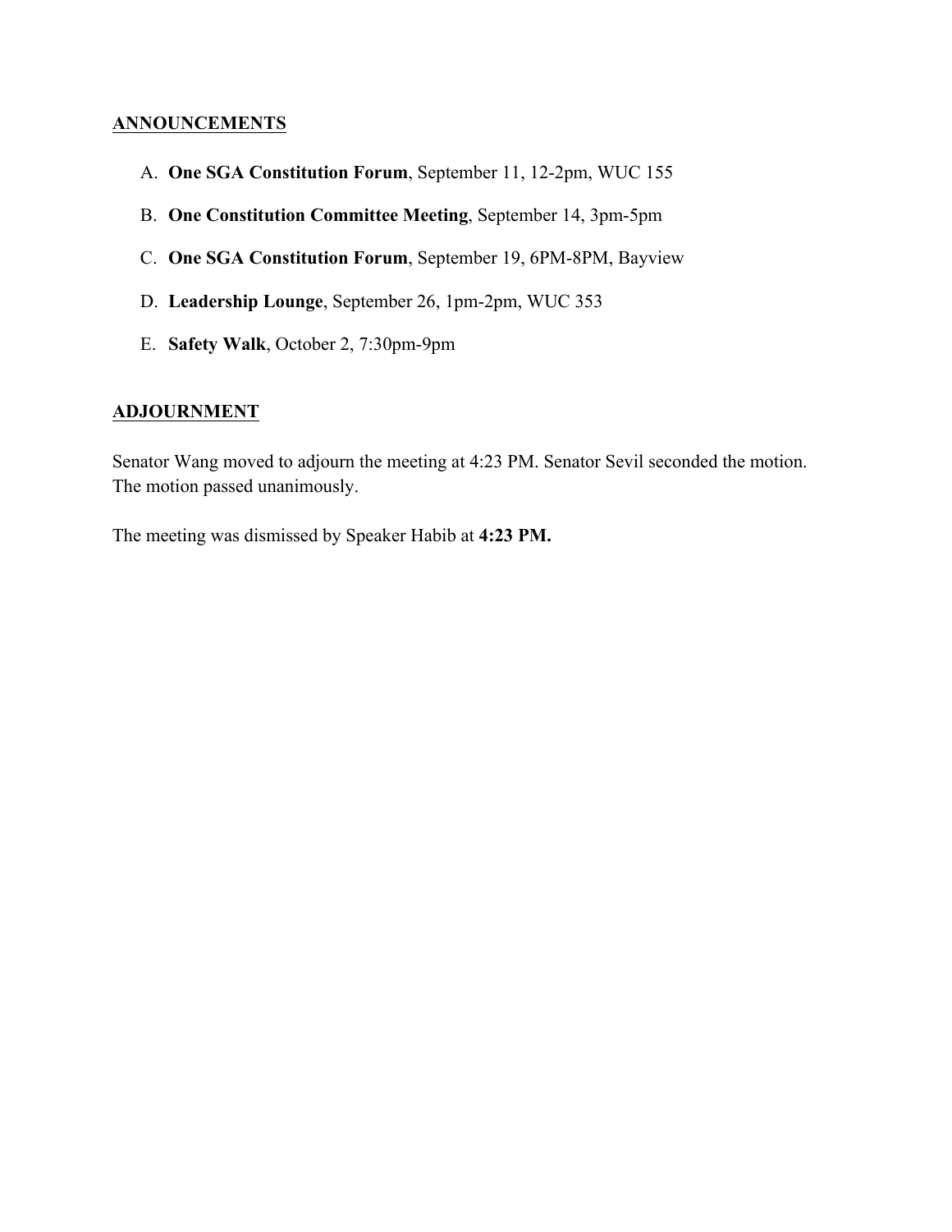## ANNOUNCEMENTS

A. **One SGA Constitution Forum**, September 11, 12-2pm, WUC 155

B. **One Constitution Committee Meeting**, September 14, 3pm-5pm

C. **One SGA Constitution Forum**, September 19, 6PM-8PM, Bayview

D. **Leadership Lounge**, September 26, 1pm-2pm, WUC 353

E. **Safety Walk**, October 2, 7:30pm-9pm

## ADJOURNMENT

Senator Wang moved to adjourn the meeting at 4:23 PM. Senator Sevil seconded the motion. The motion passed unanimously.

The meeting was dismissed by Speaker Habib at **4:23 PM.**